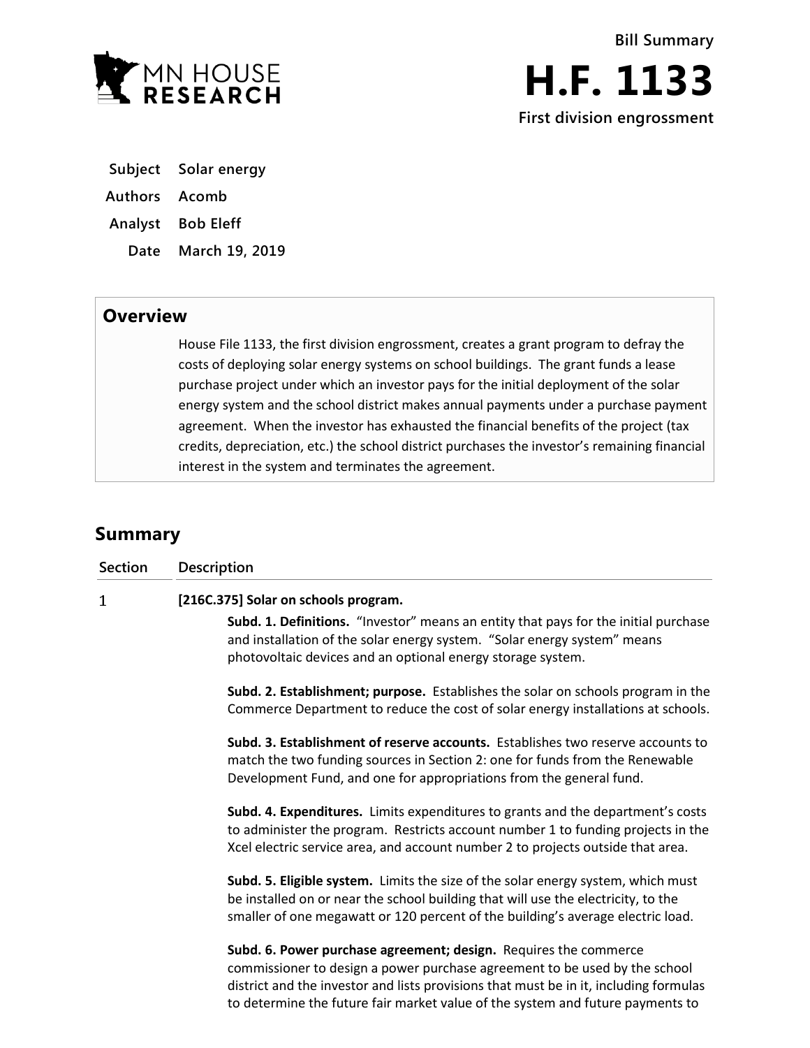MN HOUSE RESEARCH

**Bill Summary**

# H.F. 1133

**First division engrossment**

| | |
|---|---|
| **Subject** | Solar energy |
| **Authors** | Acomb |
| **Analyst** | Bob Eleff |
| **Date** | March 19, 2019 |

## Overview

House File 1133, the first division engrossment, creates a grant program to defray the costs of deploying solar energy systems on school buildings. The grant funds a lease purchase project under which an investor pays for the initial deployment of the solar energy system and the school district makes annual payments under a purchase payment agreement. When the investor has exhausted the financial benefits of the project (tax credits, depreciation, etc.) the school district purchases the investor's remaining financial interest in the system and terminates the agreement.

## Summary

| Section | Description |
|---|---|
| 1 | **[216C.375] Solar on schools program.** |

**Subd. 1. Definitions.** "Investor" means an entity that pays for the initial purchase and installation of the solar energy system. "Solar energy system" means photovoltaic devices and an optional energy storage system.

**Subd. 2. Establishment; purpose.** Establishes the solar on schools program in the Commerce Department to reduce the cost of solar energy installations at schools.

**Subd. 3. Establishment of reserve accounts.** Establishes two reserve accounts to match the two funding sources in Section 2: one for funds from the Renewable Development Fund, and one for appropriations from the general fund.

**Subd. 4. Expenditures.** Limits expenditures to grants and the department's costs to administer the program. Restricts account number 1 to funding projects in the Xcel electric service area, and account number 2 to projects outside that area.

**Subd. 5. Eligible system.** Limits the size of the solar energy system, which must be installed on or near the school building that will use the electricity, to the smaller of one megawatt or 120 percent of the building's average electric load.

**Subd. 6. Power purchase agreement; design.** Requires the commerce commissioner to design a power purchase agreement to be used by the school district and the investor and lists provisions that must be in it, including formulas to determine the future fair market value of the system and future payments to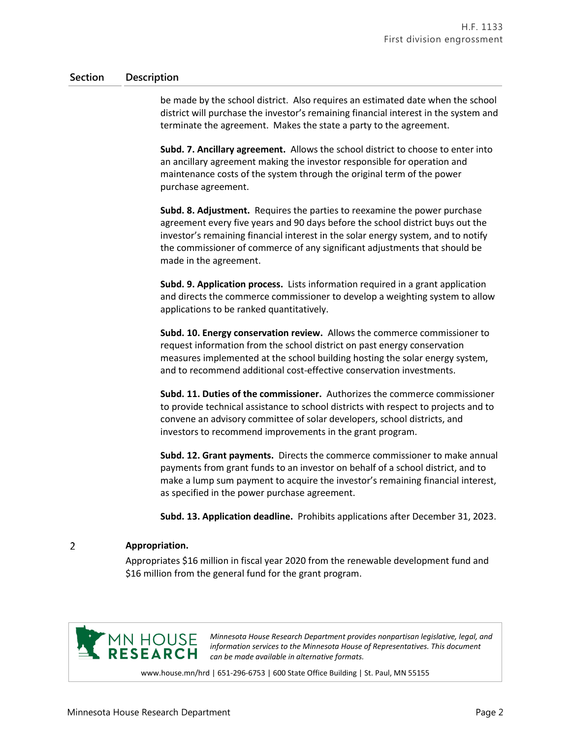| Section | Description |
|---|---|
| | be made by the school district. Also requires an estimated date when the school district will purchase the investor's remaining financial interest in the system and terminate the agreement. Makes the state a party to the agreement. |
| | **Subd. 7. Ancillary agreement.** Allows the school district to choose to enter into an ancillary agreement making the investor responsible for operation and maintenance costs of the system through the original term of the power purchase agreement. |
| | **Subd. 8. Adjustment.** Requires the parties to reexamine the power purchase agreement every five years and 90 days before the school district buys out the investor's remaining financial interest in the solar energy system, and to notify the commissioner of commerce of any significant adjustments that should be made in the agreement. |
| | **Subd. 9. Application process.** Lists information required in a grant application and directs the commerce commissioner to develop a weighting system to allow applications to be ranked quantitatively. |
| | **Subd. 10. Energy conservation review.** Allows the commerce commissioner to request information from the school district on past energy conservation measures implemented at the school building hosting the solar energy system, and to recommend additional cost-effective conservation investments. |
| | **Subd. 11. Duties of the commissioner.** Authorizes the commerce commissioner to provide technical assistance to school districts with respect to projects and to convene an advisory committee of solar developers, school districts, and investors to recommend improvements in the grant program. |
| | **Subd. 12. Grant payments.** Directs the commerce commissioner to make annual payments from grant funds to an investor on behalf of a school district, and to make a lump sum payment to acquire the investor's remaining financial interest, as specified in the power purchase agreement. |
| | **Subd. 13. Application deadline.** Prohibits applications after December 31, 2023. |
| 2 | **Appropriation.**<br>Appropriates $16 million in fiscal year 2020 from the renewable development fund and $16 million from the general fund for the grant program. |

MN HOUSE RESEARCH

*Minnesota House Research Department provides nonpartisan legislative, legal, and information services to the Minnesota House of Representatives. This document can be made available in alternative formats.*

www.house.mn/hrd | 651-296-6753 | 600 State Office Building | St. Paul, MN 55155